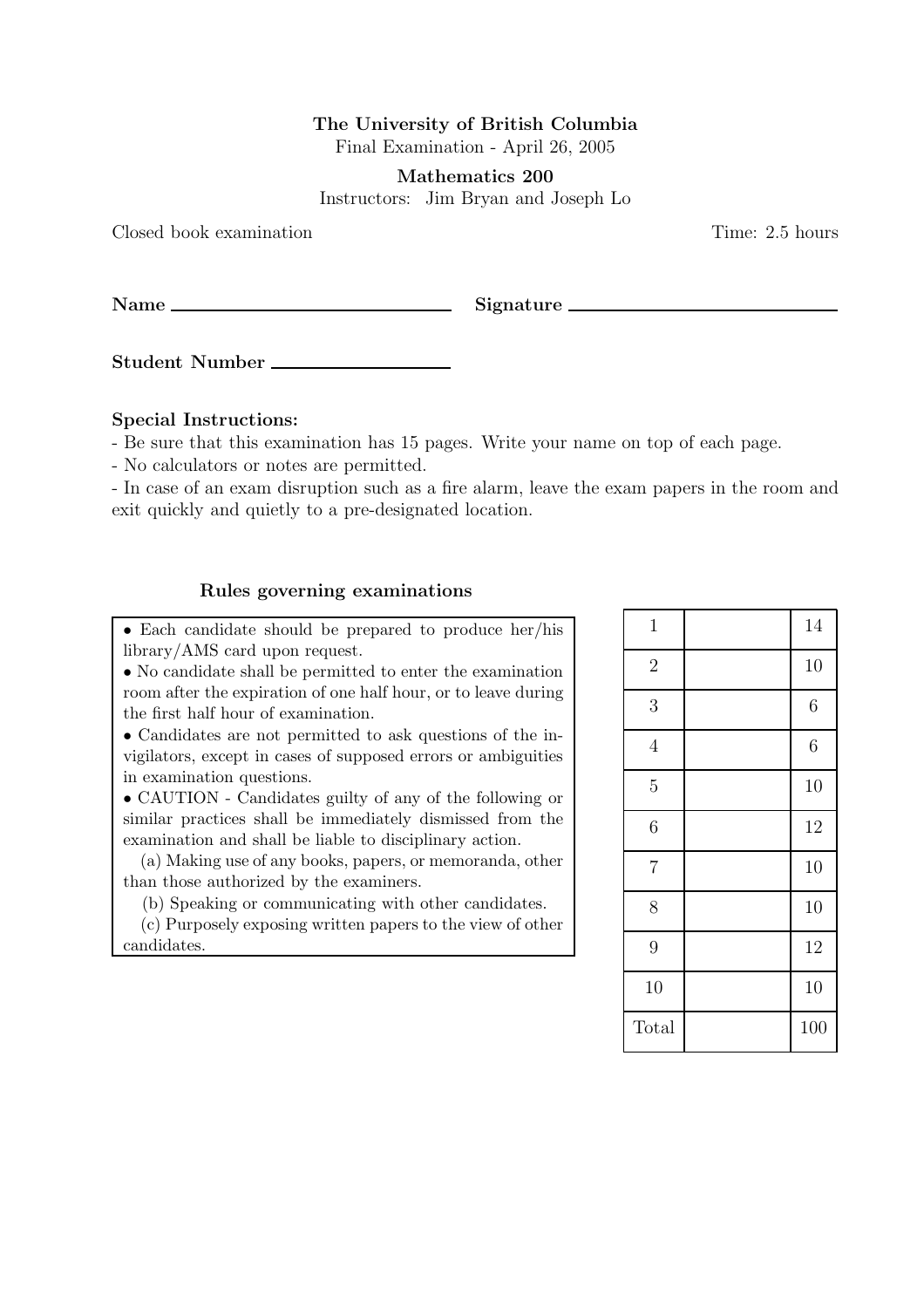**The University of British Columbia**

Final Examination - April 26, 2005

**Mathematics 200**

Instructors: Jim Bryan and Joseph Lo

Closed book examination Time: 2.5 hours

**Name** ______________________ **Signature** ______________________

**Student Number** ______________

**Special Instructions:**

- Be sure that this examination has 15 pages. Write your name on top of each page.
- No calculators or notes are permitted.
- In case of an exam disruption such as a fire alarm, leave the exam papers in the room and exit quickly and quietly to a pre-designated location.

**Rules governing examinations**

- Each candidate should be prepared to produce her/his library/AMS card upon request.
- No candidate shall be permitted to enter the examination room after the expiration of one half hour, or to leave during the first half hour of examination.
- Candidates are not permitted to ask questions of the invigilators, except in cases of supposed errors or ambiguities in examination questions.
- CAUTION - Candidates guilty of any of the following or similar practices shall be immediately dismissed from the examination and shall be liable to disciplinary action.

  (a) Making use of any books, papers, or memoranda, other than those authorized by the examiners.

  (b) Speaking or communicating with other candidates.

  (c) Purposely exposing written papers to the view of other candidates.

| | | |
|---|---|---|
| 1 | | 14 |
| 2 | | 10 |
| 3 | | 6 |
| 4 | | 6 |
| 5 | | 10 |
| 6 | | 12 |
| 7 | | 10 |
| 8 | | 10 |
| 9 | | 12 |
| 10 | | 10 |
| Total | | 100 |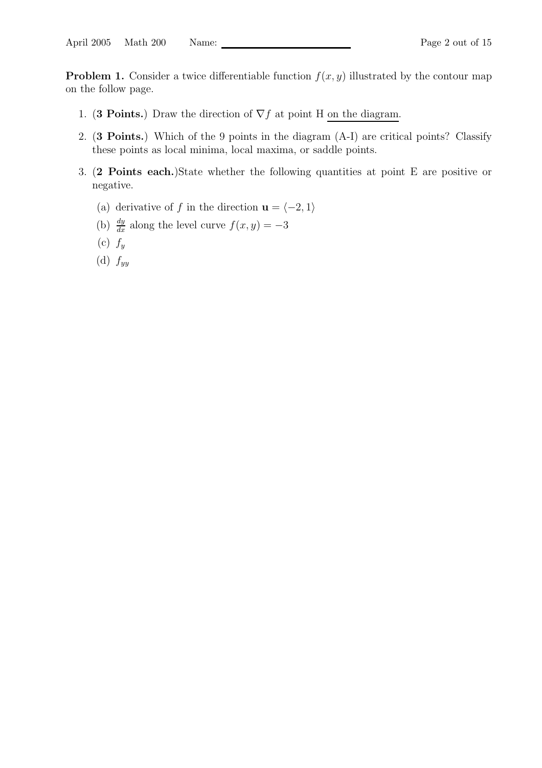**Problem 1.** Consider a twice differentiable function $f(x, y)$ illustrated by the contour map on the follow page.

1. (**3 Points.**) Draw the direction of $\nabla f$ at point H on the diagram.
2. (**3 Points.**) Which of the 9 points in the diagram (A-I) are critical points? Classify these points as local minima, local maxima, or saddle points.
3. (**2 Points each.**)State whether the following quantities at point E are positive or negative.
   (a) derivative of $f$ in the direction $\mathbf{u} = \langle -2, 1 \rangle$
   (b) $\frac{dy}{dx}$ along the level curve $f(x, y) = -3$
   (c) $f_y$
   (d) $f_{yy}$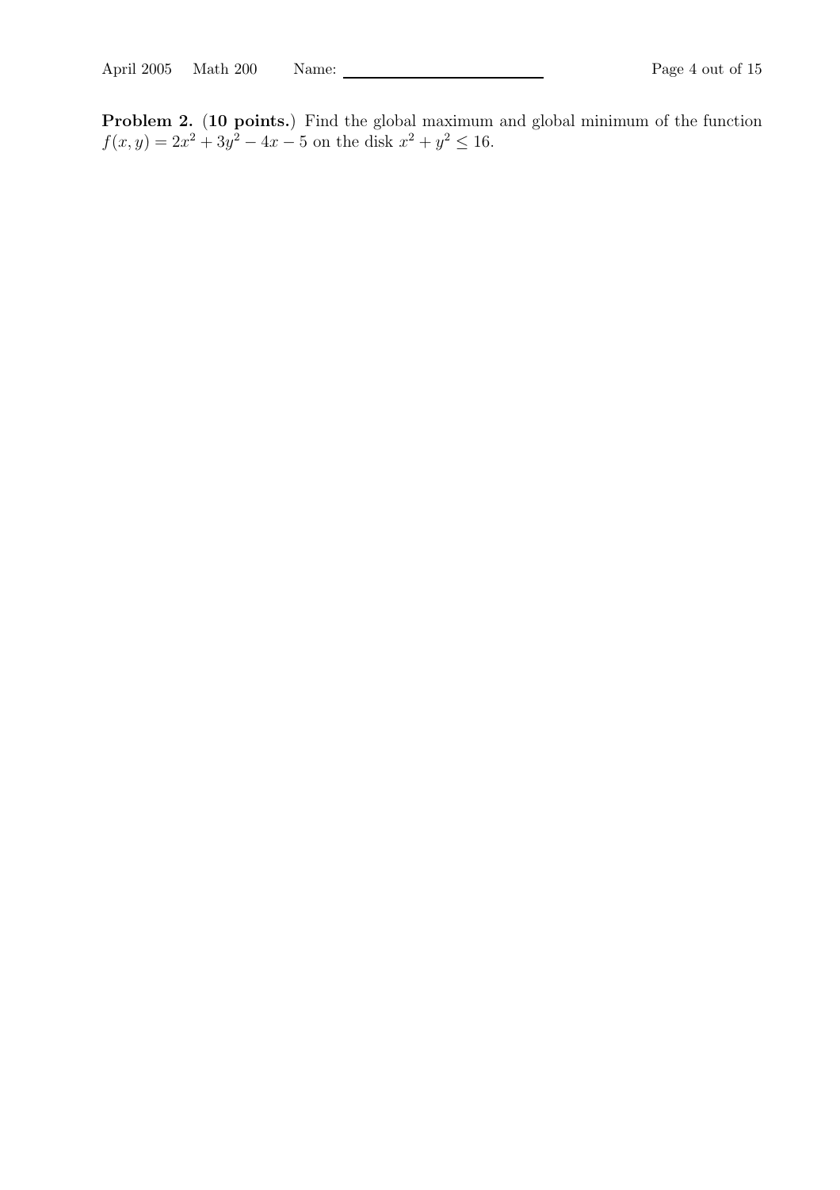**Problem 2.** (**10 points.**) Find the global maximum and global minimum of the function $f(x, y) = 2x^2 + 3y^2 - 4x - 5$ on the disk $x^2 + y^2 \leq 16$.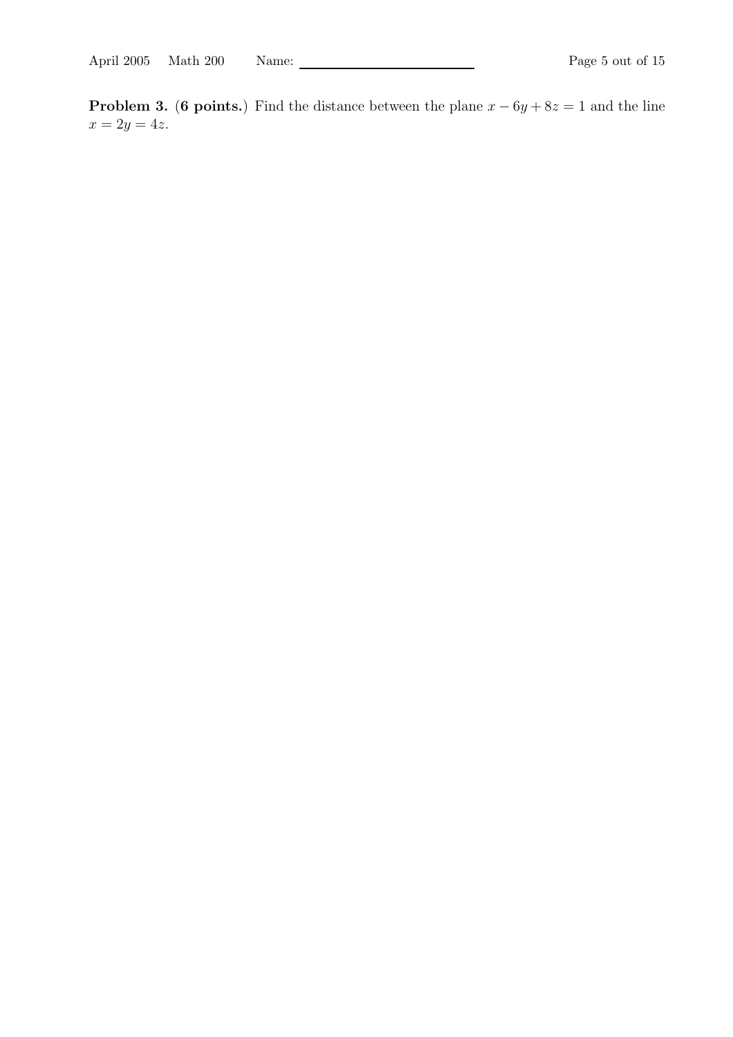**Problem 3.** (**6 points.**) Find the distance between the plane $x - 6y + 8z = 1$ and the line $x = 2y = 4z$.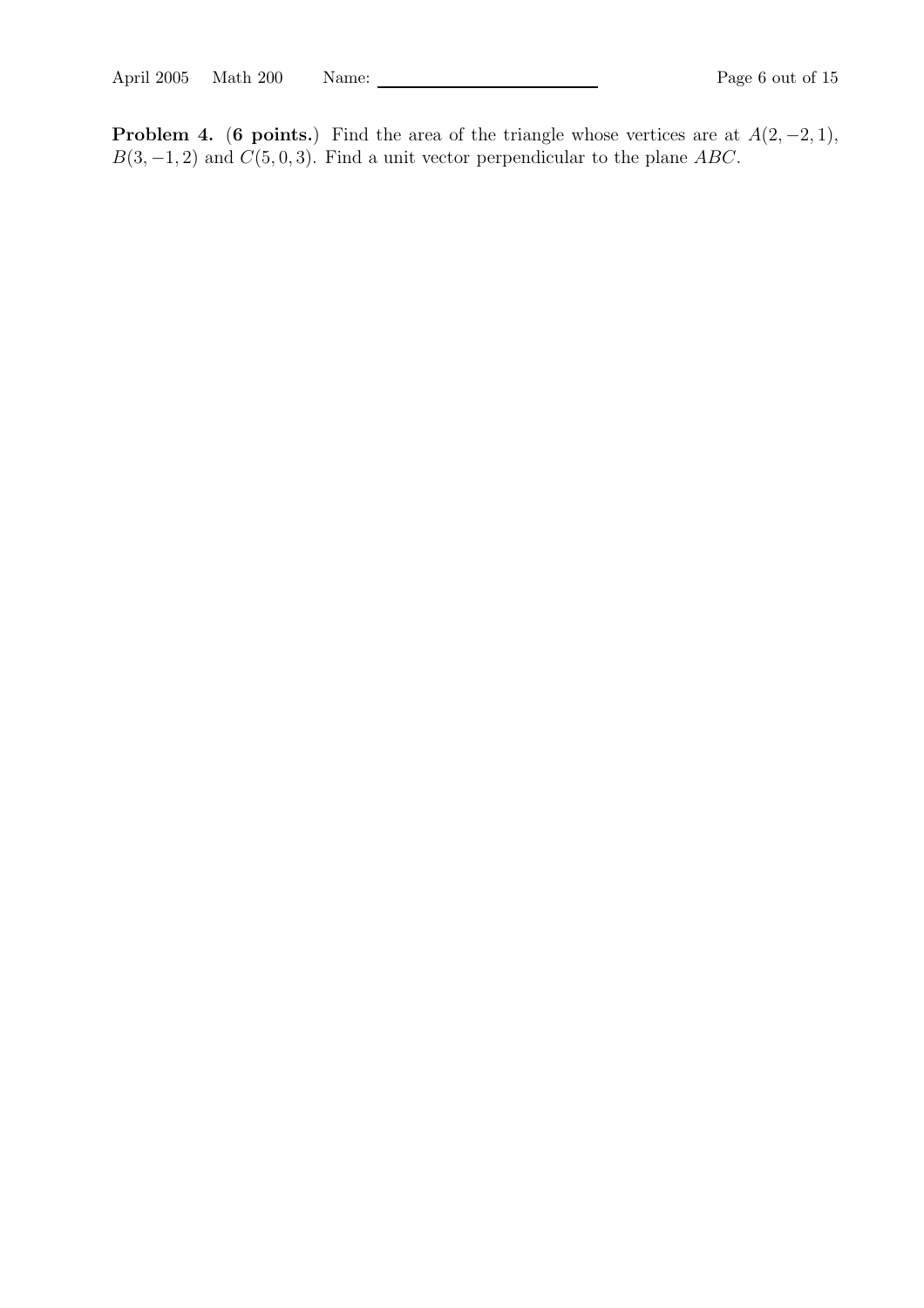**Problem 4.** (**6 points.**) Find the area of the triangle whose vertices are at $A(2, -2, 1)$, $B(3, -1, 2)$ and $C(5, 0, 3)$. Find a unit vector perpendicular to the plane $ABC$.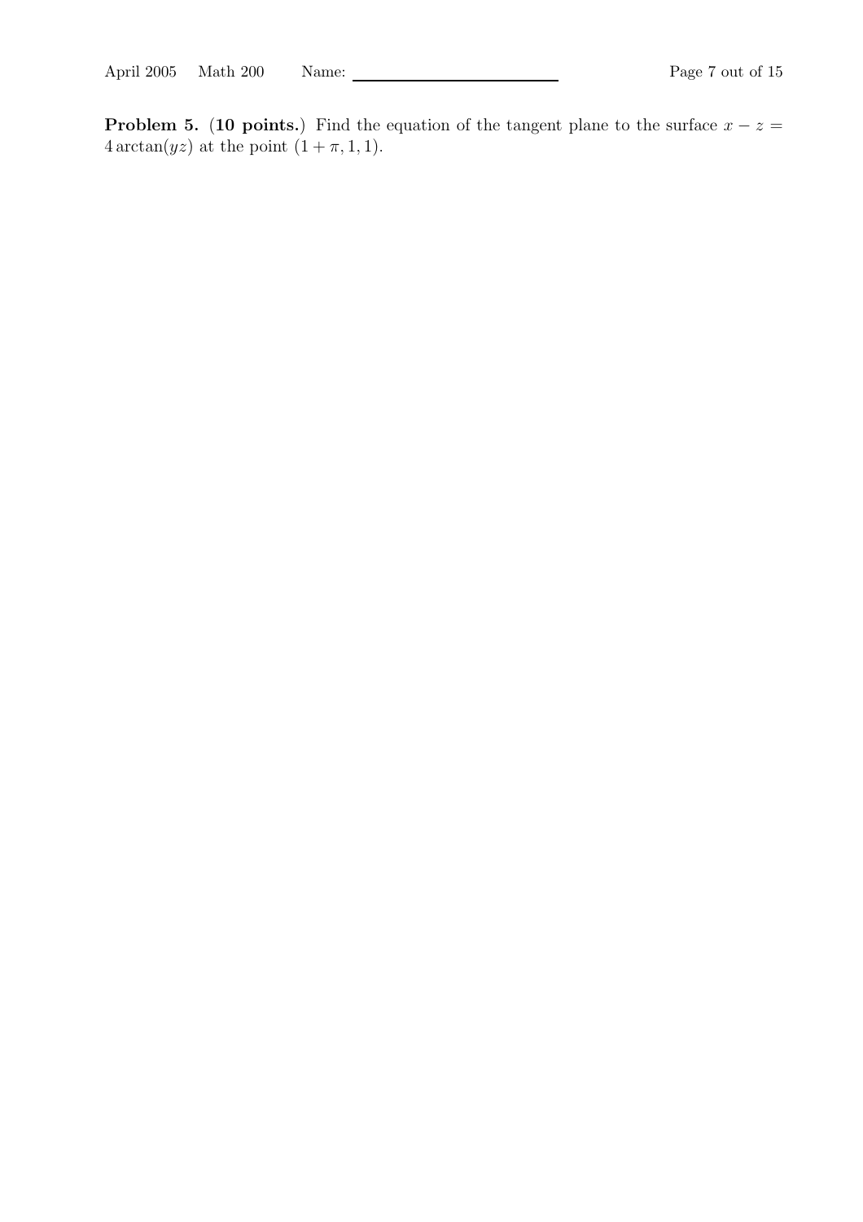**Problem 5.** (**10 points.**) Find the equation of the tangent plane to the surface $x - z = 4\arctan(yz)$ at the point $(1 + \pi, 1, 1)$.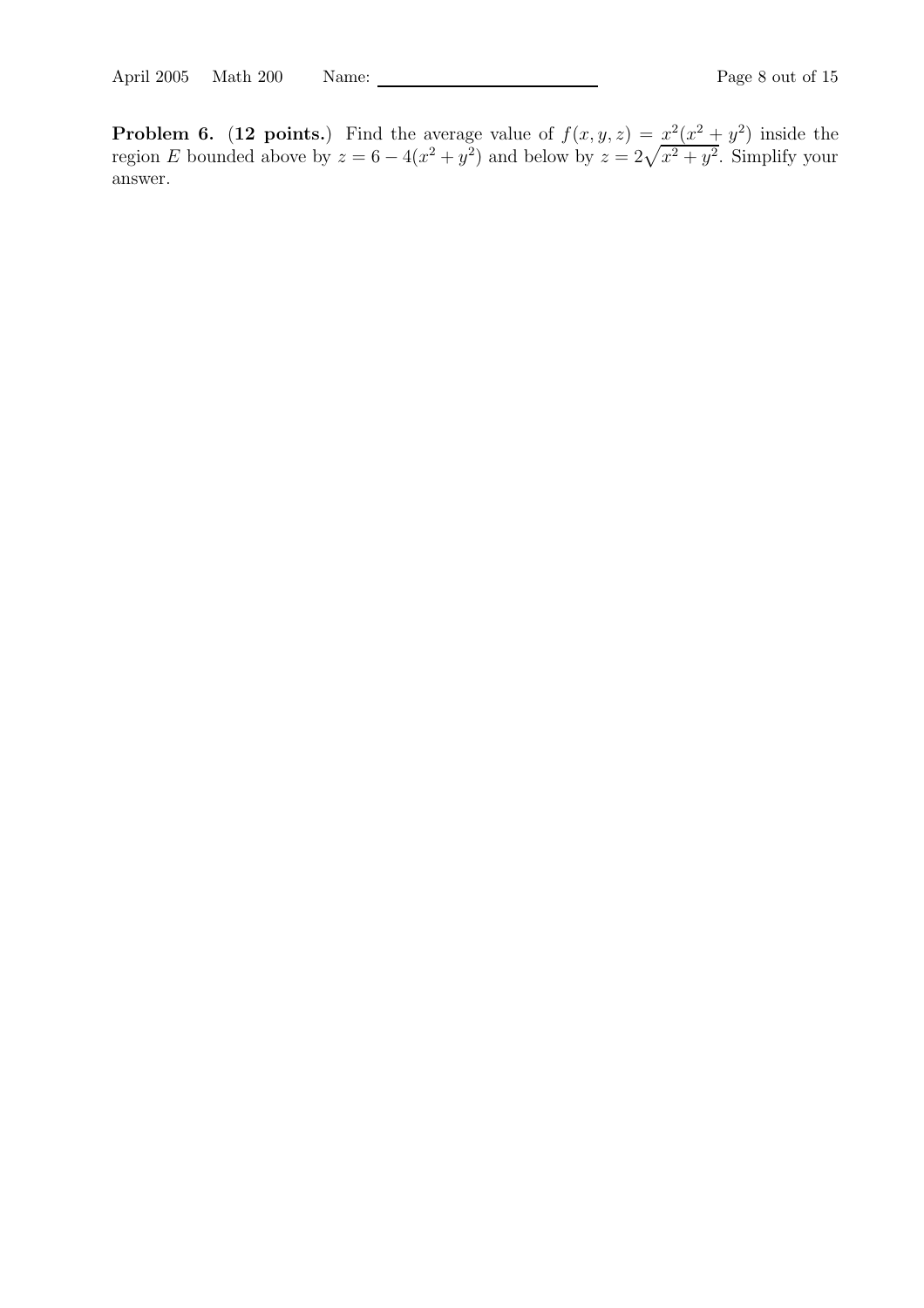**Problem 6. (12 points.)** Find the average value of $f(x, y, z) = x^2(x^2 + y^2)$ inside the region $E$ bounded above by $z = 6 - 4(x^2 + y^2)$ and below by $z = 2\sqrt{x^2 + y^2}$. Simplify your answer.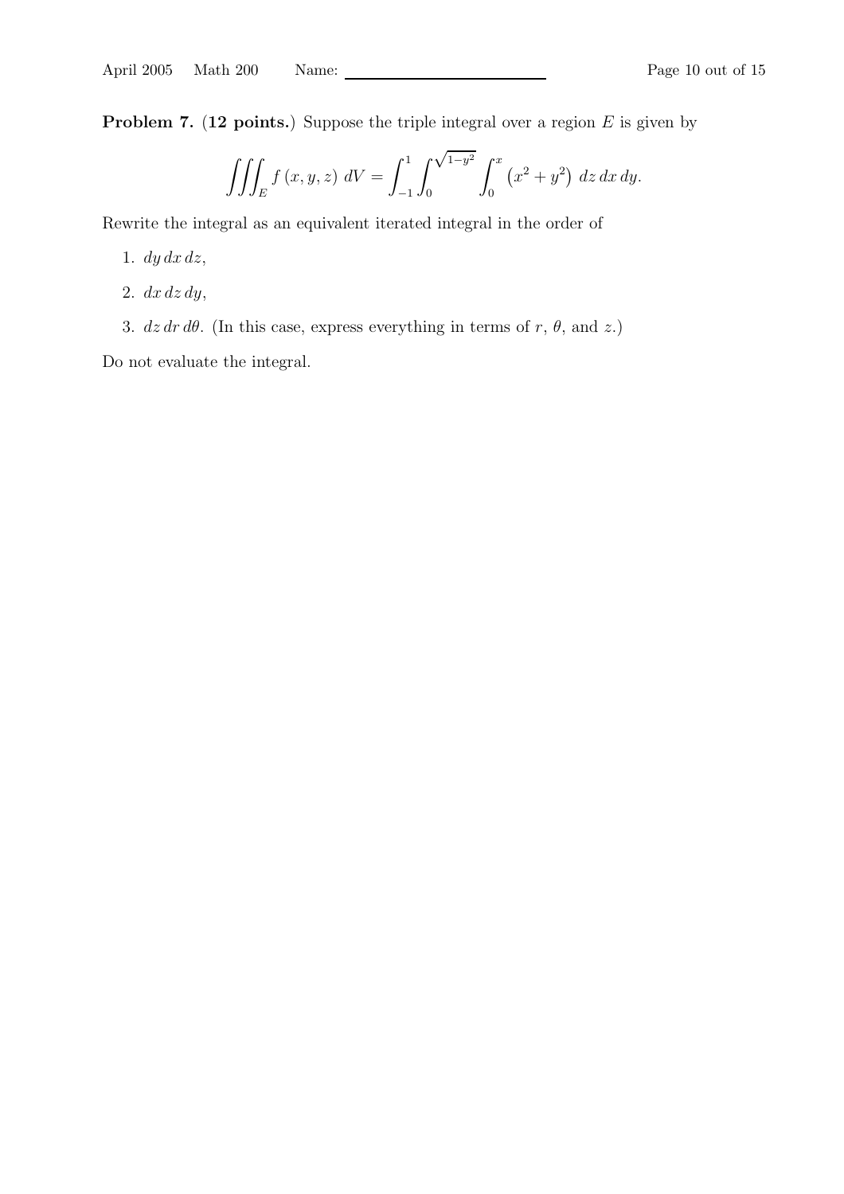**Problem 7. (12 points.)** Suppose the triple integral over a region $E$ is given by

$$\iiint_E f(x,y,z)\, dV = \int_{-1}^{1} \int_{0}^{\sqrt{1-y^2}} \int_{0}^{x} \left(x^2 + y^2\right)\, dz\, dx\, dy.$$

Rewrite the integral as an equivalent iterated integral in the order of

1. $dy\, dx\, dz$,
2. $dx\, dz\, dy$,
3. $dz\, dr\, d\theta$. (In this case, express everything in terms of $r$, $\theta$, and $z$.)

Do not evaluate the integral.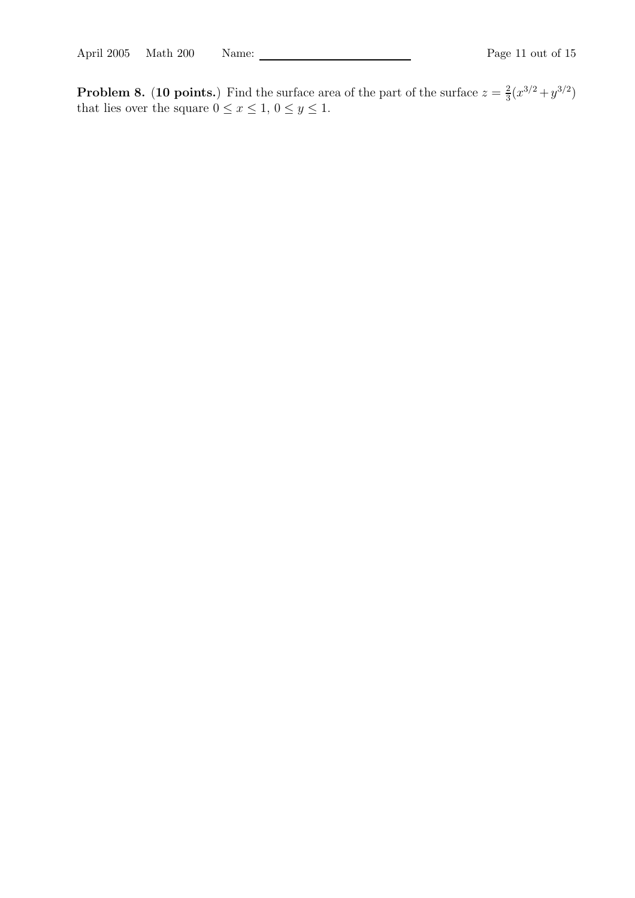**Problem 8.** (**10 points.**) Find the surface area of the part of the surface $z = \frac{2}{3}(x^{3/2} + y^{3/2})$ that lies over the square $0 \le x \le 1$, $0 \le y \le 1$.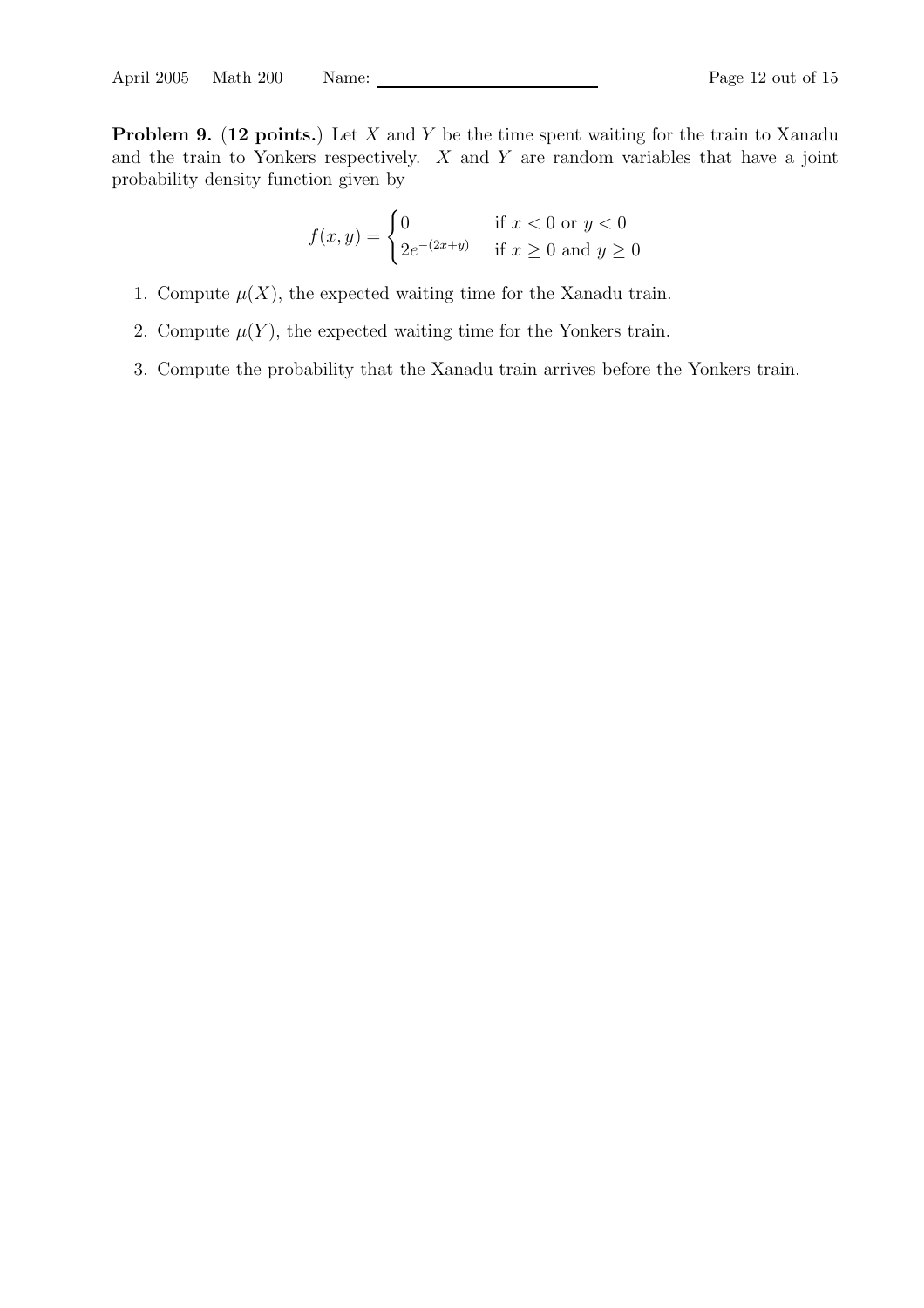**Problem 9.** (**12 points.**) Let $X$ and $Y$ be the time spent waiting for the train to Xanadu and the train to Yonkers respectively. $X$ and $Y$ are random variables that have a joint probability density function given by

$$f(x, y) = \begin{cases} 0 & \text{if } x < 0 \text{ or } y < 0 \\ 2e^{-(2x+y)} & \text{if } x \geq 0 \text{ and } y \geq 0 \end{cases}$$

1. Compute $\mu(X)$, the expected waiting time for the Xanadu train.
2. Compute $\mu(Y)$, the expected waiting time for the Yonkers train.
3. Compute the probability that the Xanadu train arrives before the Yonkers train.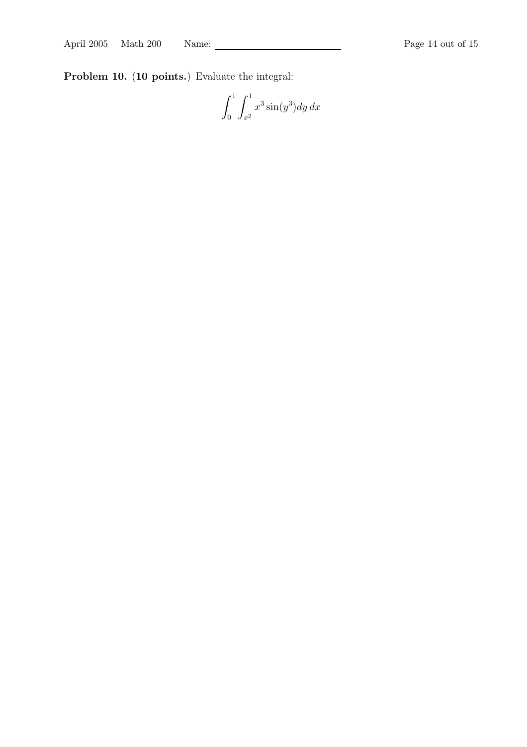**Problem 10.** (**10 points.**) Evaluate the integral:

$$\int_0^1 \int_{x^2}^1 x^3 \sin(y^3) dy\, dx$$